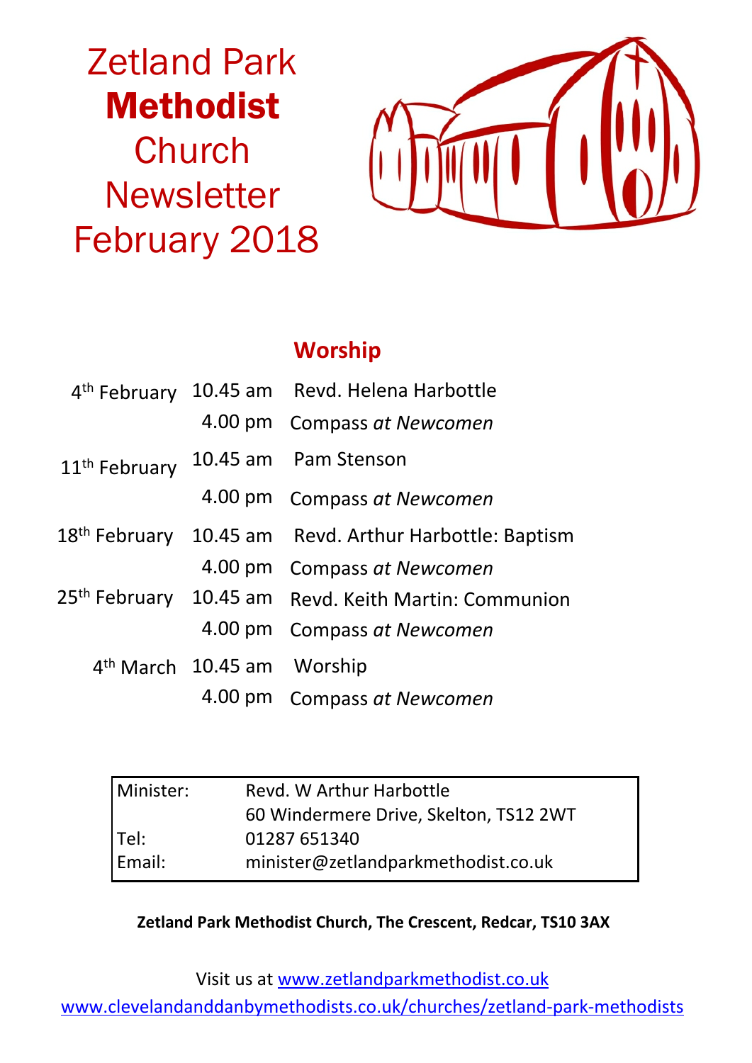# Zetland Park **Methodist** Church Newsletter February 2018

## Worship

| | | |
|---|---|---|
| 4th February | 10.45 am | Revd. Helena Harbottle |
| | 4.00 pm | Compass *at Newcomen* |
| 11th February | 10.45 am | Pam Stenson |
| | 4.00 pm | Compass *at Newcomen* |
| 18th February | 10.45 am | Revd. Arthur Harbottle: Baptism |
| | 4.00 pm | Compass *at Newcomen* |
| 25th February | 10.45 am | Revd. Keith Martin: Communion |
| | 4.00 pm | Compass *at Newcomen* |
| 4th March | 10.45 am | Worship |
| | 4.00 pm | Compass *at Newcomen* |

| | |
|---|---|
| Minister: | Revd. W Arthur Harbottle |
| | 60 Windermere Drive, Skelton, TS12 2WT |
| Tel: | 01287 651340 |
| Email: | minister@zetlandparkmethodist.co.uk |

**Zetland Park Methodist Church, The Crescent, Redcar, TS10 3AX**

Visit us at www.zetlandparkmethodist.co.uk

www.clevelandanddanbymethodists.co.uk/churches/zetland-park-methodists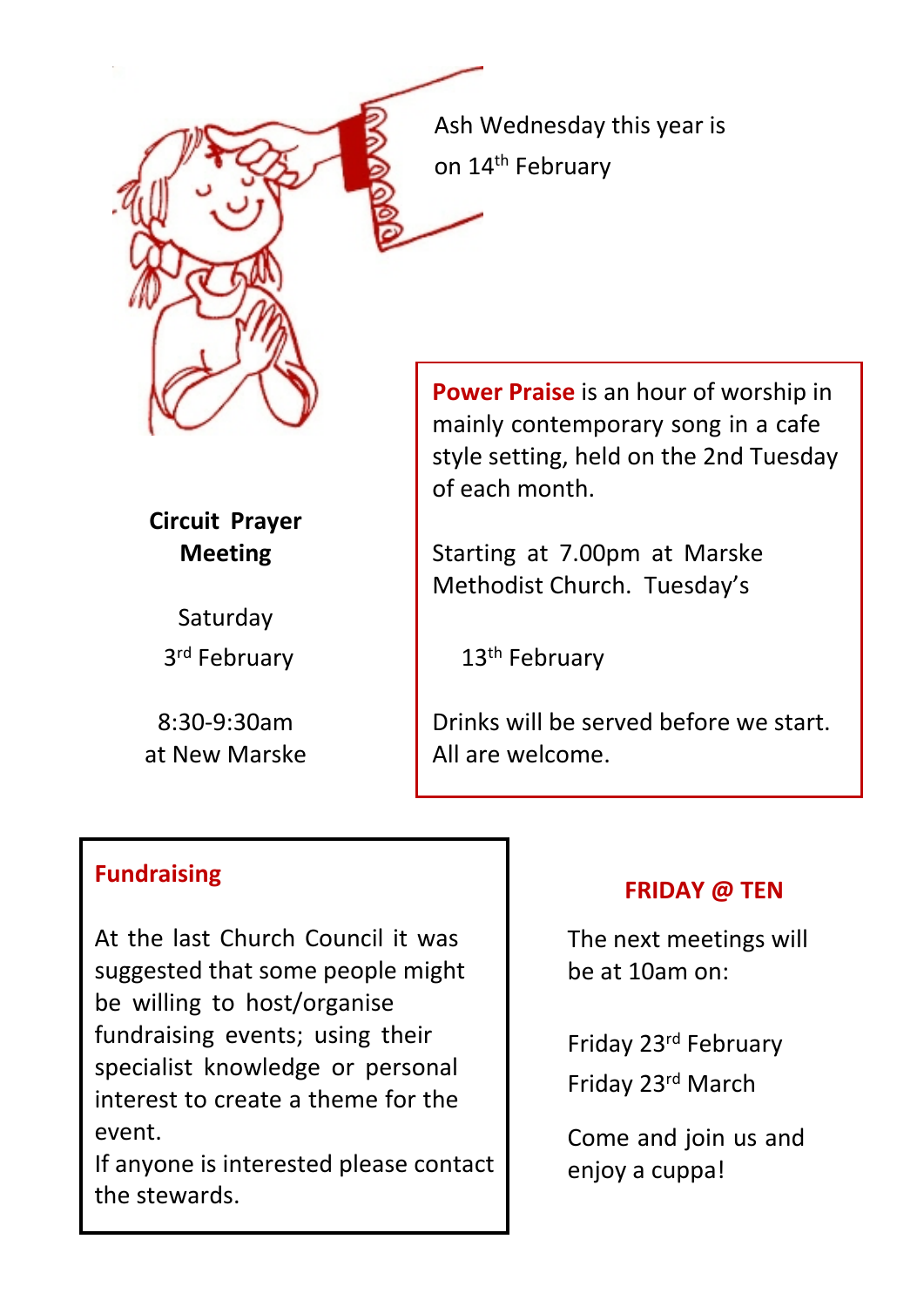Ash Wednesday this year is on 14th February

**Circuit Prayer Meeting**

Saturday
3rd February

8:30-9:30am
at New Marske

**Power Praise** is an hour of worship in mainly contemporary song in a cafe style setting, held on the 2nd Tuesday of each month.

Starting at 7.00pm at Marske Methodist Church. Tuesday's

13th February

Drinks will be served before we start. All are welcome.

**Fundraising**

At the last Church Council it was suggested that some people might be willing to host/organise fundraising events; using their specialist knowledge or personal interest to create a theme for the event.
If anyone is interested please contact the stewards.

**FRIDAY @ TEN**

The next meetings will be at 10am on:

Friday 23rd February
Friday 23rd March

Come and join us and enjoy a cuppa!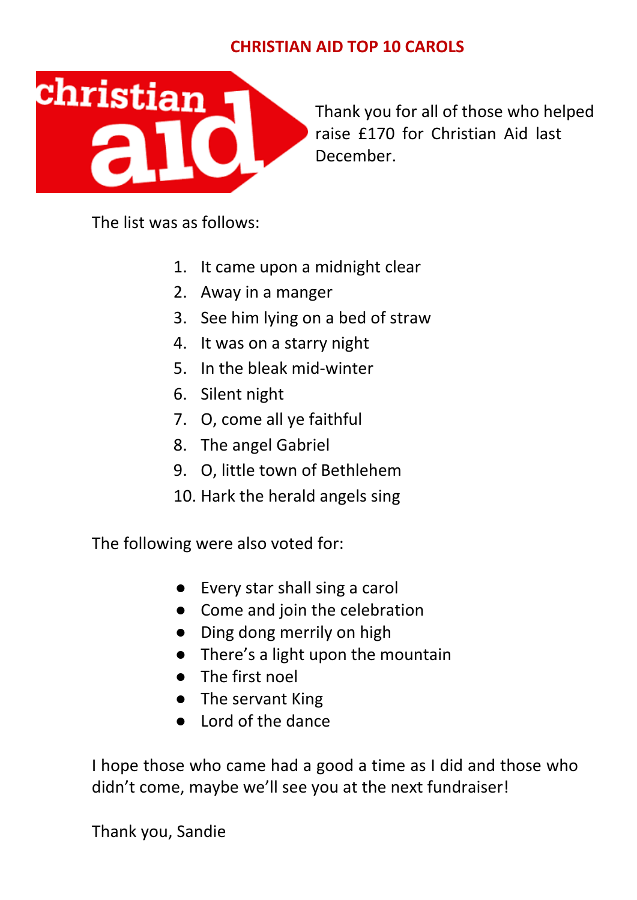# CHRISTIAN AID TOP 10 CAROLS

Thank you for all of those who helped raise £170 for Christian Aid last December.

The list was as follows:

1. It came upon a midnight clear
2. Away in a manger
3. See him lying on a bed of straw
4. It was on a starry night
5. In the bleak mid-winter
6. Silent night
7. O, come all ye faithful
8. The angel Gabriel
9. O, little town of Bethlehem
10. Hark the herald angels sing

The following were also voted for:

- Every star shall sing a carol
- Come and join the celebration
- Ding dong merrily on high
- There's a light upon the mountain
- The first noel
- The servant King
- Lord of the dance

I hope those who came had a good a time as I did and those who didn't come, maybe we'll see you at the next fundraiser!

Thank you, Sandie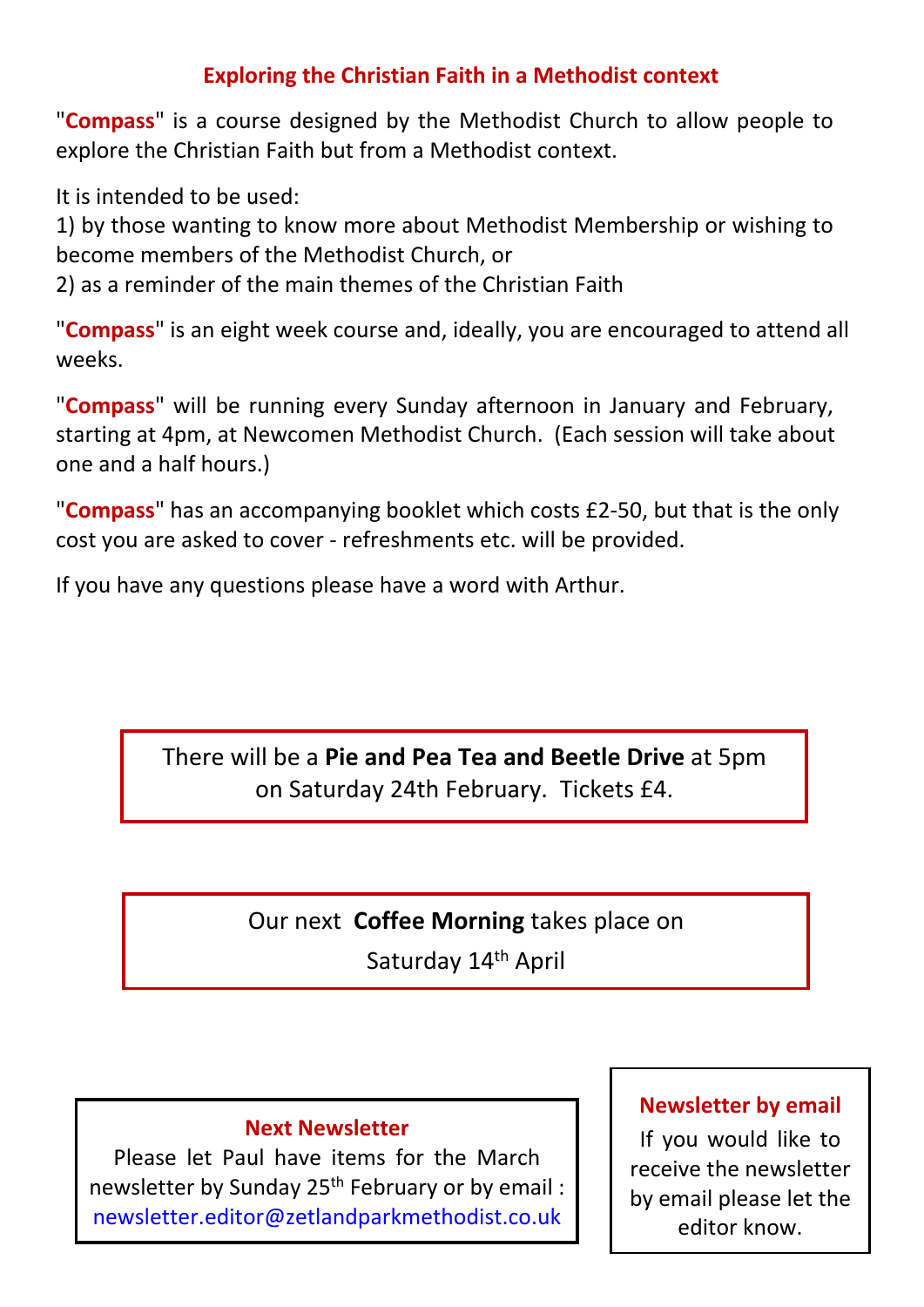## Exploring the Christian Faith in a Methodist context

"**Compass**" is a course designed by the Methodist Church to allow people to explore the Christian Faith but from a Methodist context.

It is intended to be used:
1) by those wanting to know more about Methodist Membership or wishing to become members of the Methodist Church, or
2) as a reminder of the main themes of the Christian Faith

"**Compass**" is an eight week course and, ideally, you are encouraged to attend all weeks.

"**Compass**" will be running every Sunday afternoon in January and February, starting at 4pm, at Newcomen Methodist Church. (Each session will take about one and a half hours.)

"**Compass**" has an accompanying booklet which costs £2-50, but that is the only cost you are asked to cover - refreshments etc. will be provided.

If you have any questions please have a word with Arthur.

There will be a **Pie and Pea Tea and Beetle Drive** at 5pm on Saturday 24th February. Tickets £4.

Our next **Coffee Morning** takes place on Saturday 14th April

### Next Newsletter

Please let Paul have items for the March newsletter by Sunday 25th February or by email : newsletter.editor@zetlandparkmethodist.co.uk

### Newsletter by email

If you would like to receive the newsletter by email please let the editor know.